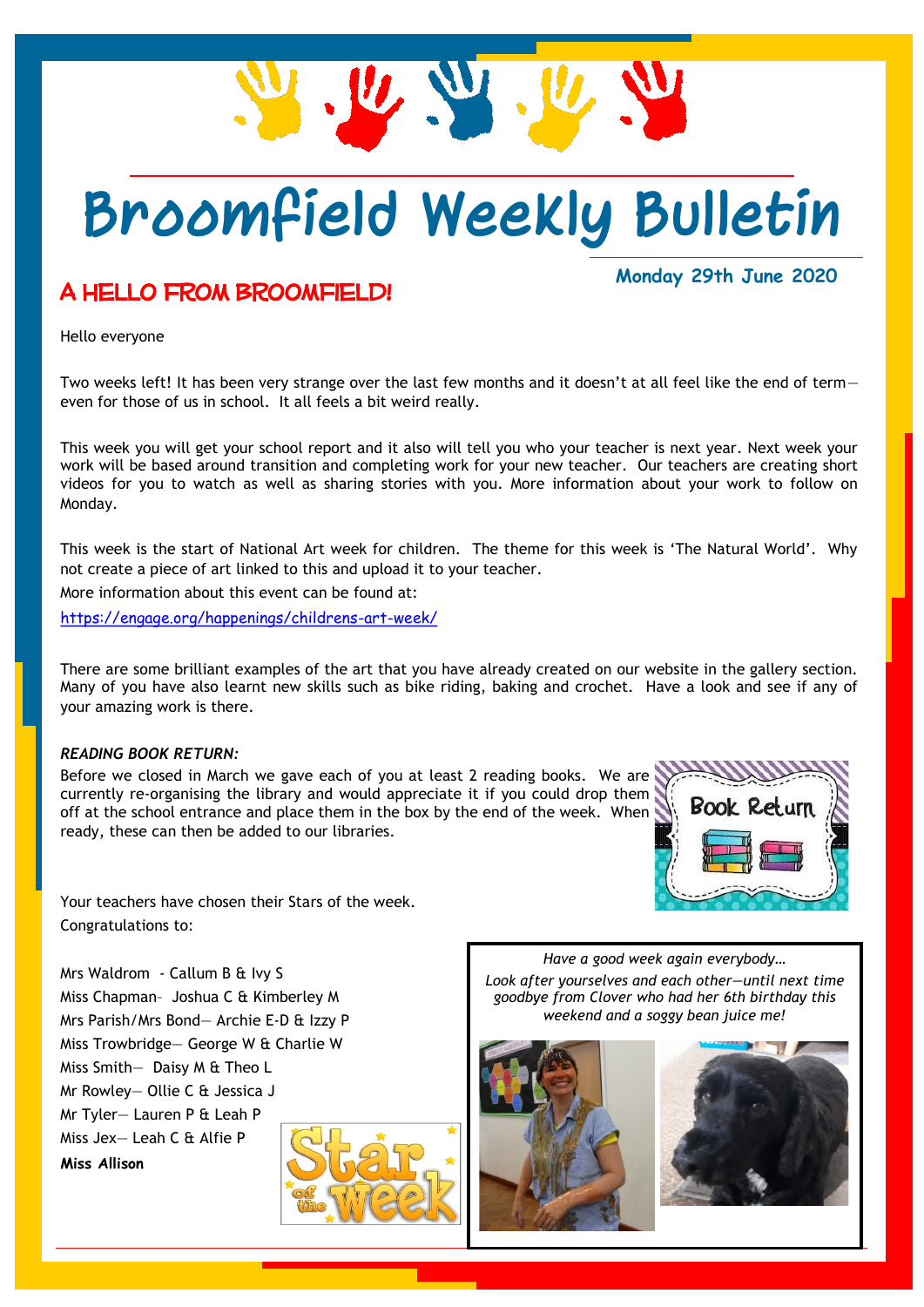# Broomfield Weekly Bulletin

**Monday 29th June 2020**

## A HELLO FROM BROOMFIELD!

Hello everyone

Two weeks left! It has been very strange over the last few months and it doesn't at all feel like the end of term—even for those of us in school. It all feels a bit weird really.

This week you will get your school report and it also will tell you who your teacher is next year. Next week your work will be based around transition and completing work for your new teacher. Our teachers are creating short videos for you to watch as well as sharing stories with you. More information about your work to follow on Monday.

This week is the start of National Art week for children. The theme for this week is 'The Natural World'. Why not create a piece of art linked to this and upload it to your teacher.

More information about this event can be found at:

https://engage.org/happenings/childrens-art-week/

There are some brilliant examples of the art that you have already created on our website in the gallery section. Many of you have also learnt new skills such as bike riding, baking and crochet. Have a look and see if any of your amazing work is there.

***READING BOOK RETURN:***

Before we closed in March we gave each of you at least 2 reading books. We are currently re-organising the library and would appreciate it if you could drop them off at the school entrance and place them in the box by the end of the week. When ready, these can then be added to our libraries.

Book Return

Your teachers have chosen their Stars of the week.

Congratulations to:

Mrs Waldrom - Callum B & Ivy S
Miss Chapman- Joshua C & Kimberley M
Mrs Parish/Mrs Bond— Archie E-D & Izzy P
Miss Trowbridge— George W & Charlie W
Miss Smith— Daisy M & Theo L
Mr Rowley— Ollie C & Jessica J
Mr Tyler— Lauren P & Leah P
Miss Jex— Leah C & Alfie P
**Miss Allison**

Star of the week

*Have a good week again everybody…*

*Look after yourselves and each other—until next time goodbye from Clover who had her 6th birthday this weekend and a soggy bean juice me!*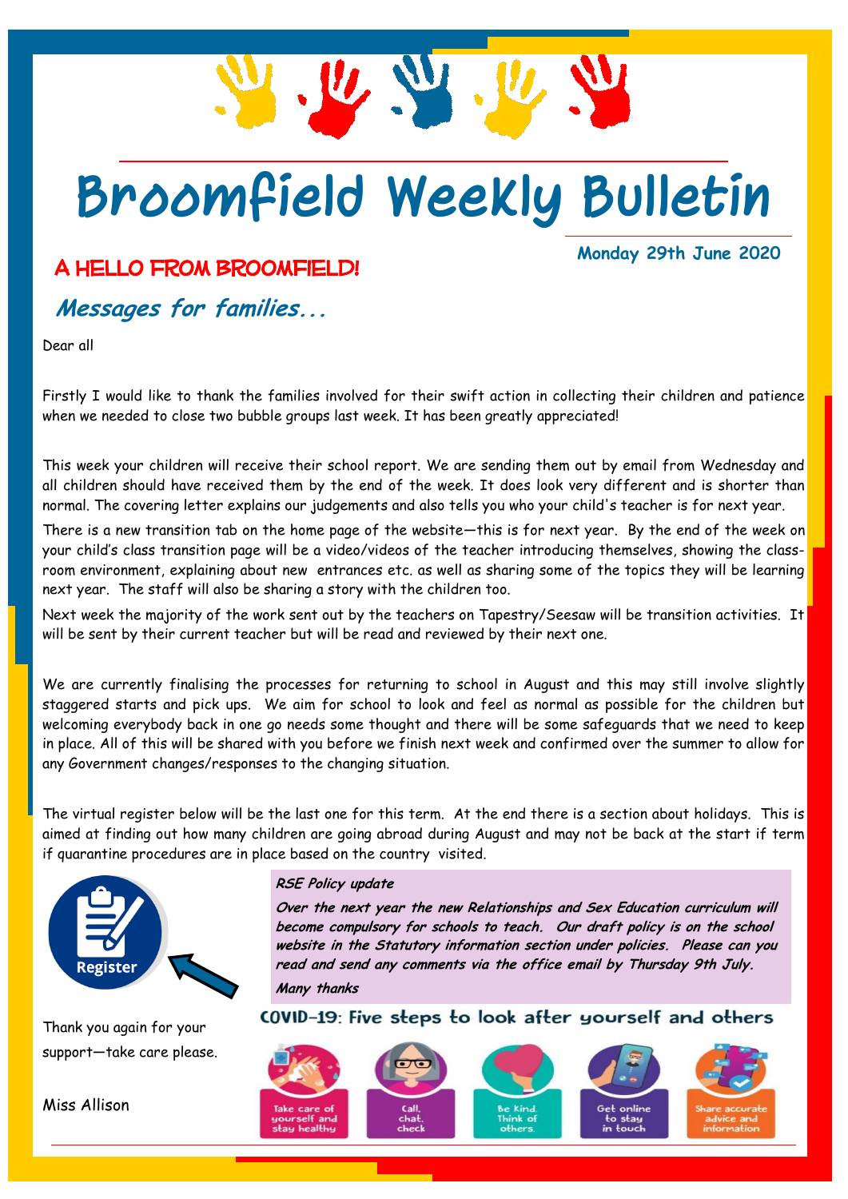# Broomfield Weekly Bulletin

**Monday 29th June 2020**

## A HELLO FROM BROOMFIELD!

### *Messages for families...*

Dear all

Firstly I would like to thank the families involved for their swift action in collecting their children and patience when we needed to close two bubble groups last week. It has been greatly appreciated!

This week your children will receive their school report. We are sending them out by email from Wednesday and all children should have received them by the end of the week. It does look very different and is shorter than normal. The covering letter explains our judgements and also tells you who your child's teacher is for next year.

There is a new transition tab on the home page of the website—this is for next year. By the end of the week on your child's class transition page will be a video/videos of the teacher introducing themselves, showing the class-room environment, explaining about new entrances etc. as well as sharing some of the topics they will be learning next year. The staff will also be sharing a story with the children too.

Next week the majority of the work sent out by the teachers on Tapestry/Seesaw will be transition activities. It will be sent by their current teacher but will be read and reviewed by their next one.

We are currently finalising the processes for returning to school in August and this may still involve slightly staggered starts and pick ups. We aim for school to look and feel as normal as possible for the children but welcoming everybody back in one go needs some thought and there will be some safeguards that we need to keep in place. All of this will be shared with you before we finish next week and confirmed over the summer to allow for any Government changes/responses to the changing situation.

The virtual register below will be the last one for this term. At the end there is a section about holidays. This is aimed at finding out how many children are going abroad during August and may not be back at the start if term if quarantine procedures are in place based on the country visited.

Register

***RSE Policy update***

***Over the next year the new Relationships and Sex Education curriculum will become compulsory for schools to teach. Our draft policy is on the school website in the Statutory information section under policies. Please can you read and send any comments via the office email by Thursday 9th July.***

***Many thanks***

Thank you again for your support—take care please.

Miss Allison

COVID-19: Five steps to look after yourself and others

Take care of yourself and stay healthy

Call, chat, check

Be kind. Think of others.

Get online to stay in touch

Share accurate advice and information